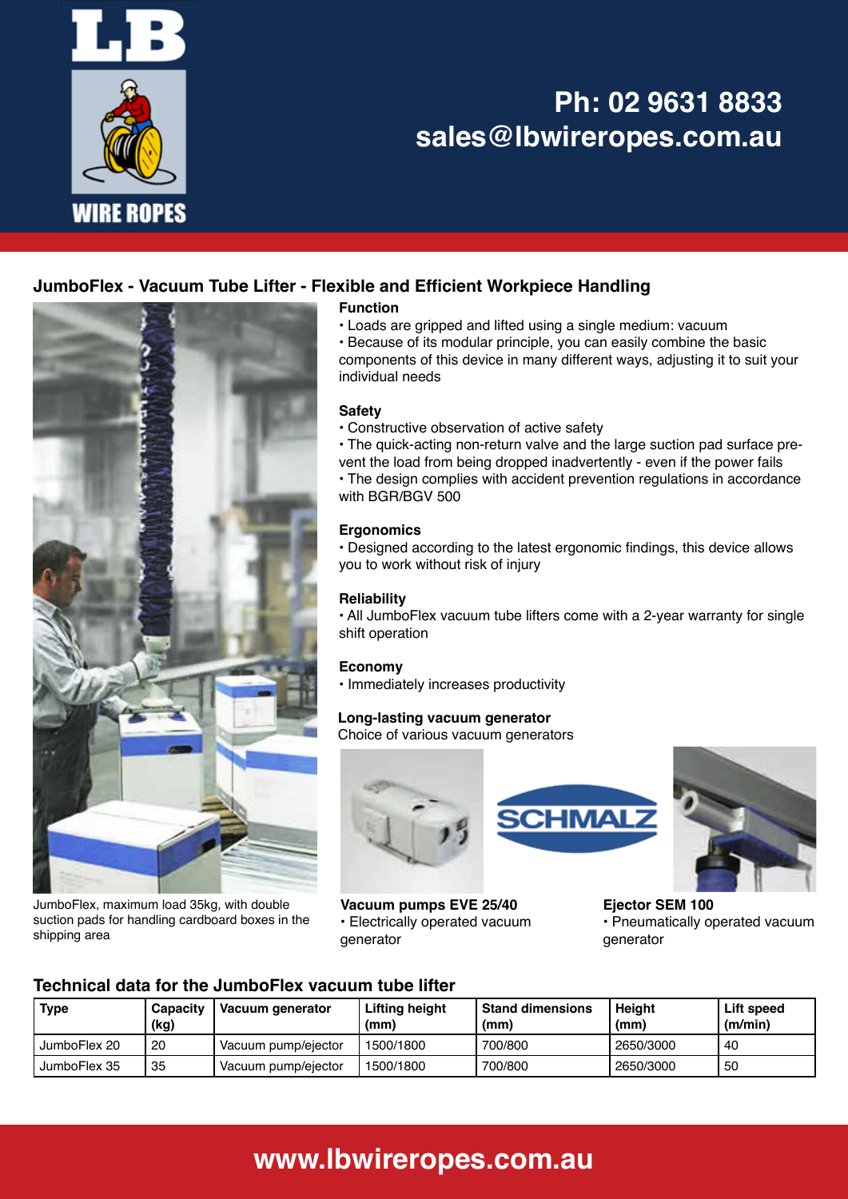Ph: 02 9631 8833
sales@lbwireropes.com.au

## JumboFlex - Vacuum Tube Lifter - Flexible and Efficient Workpiece Handling

JumboFlex, maximum load 35kg, with double suction pads for handling cardboard boxes in the shipping area

### Function

- Loads are gripped and lifted using a single medium: vacuum
- Because of its modular principle, you can easily combine the basic components of this device in many different ways, adjusting it to suit your individual needs

### Safety

- Constructive observation of active safety
- The quick-acting non-return valve and the large suction pad surface prevent the load from being dropped inadvertently - even if the power fails
- The design complies with accident prevention regulations in accordance with BGR/BGV 500

### Ergonomics

- Designed according to the latest ergonomic findings, this device allows you to work without risk of injury

### Reliability

- All JumboFlex vacuum tube lifters come with a 2-year warranty for single shift operation

### Economy

- Immediately increases productivity

### Long-lasting vacuum generator

Choice of various vacuum generators

**Vacuum pumps EVE 25/40**
- Electrically operated vacuum generator

**Ejector SEM 100**
- Pneumatically operated vacuum generator

## Technical data for the JumboFlex vacuum tube lifter

| Type | Capacity (kg) | Vacuum generator | Lifting height (mm) | Stand dimensions (mm) | Height (mm) | Lift speed (m/min) |
|---|---|---|---|---|---|---|
| JumboFlex 20 | 20 | Vacuum pump/ejector | 1500/1800 | 700/800 | 2650/3000 | 40 |
| JumboFlex 35 | 35 | Vacuum pump/ejector | 1500/1800 | 700/800 | 2650/3000 | 50 |

www.lbwireropes.com.au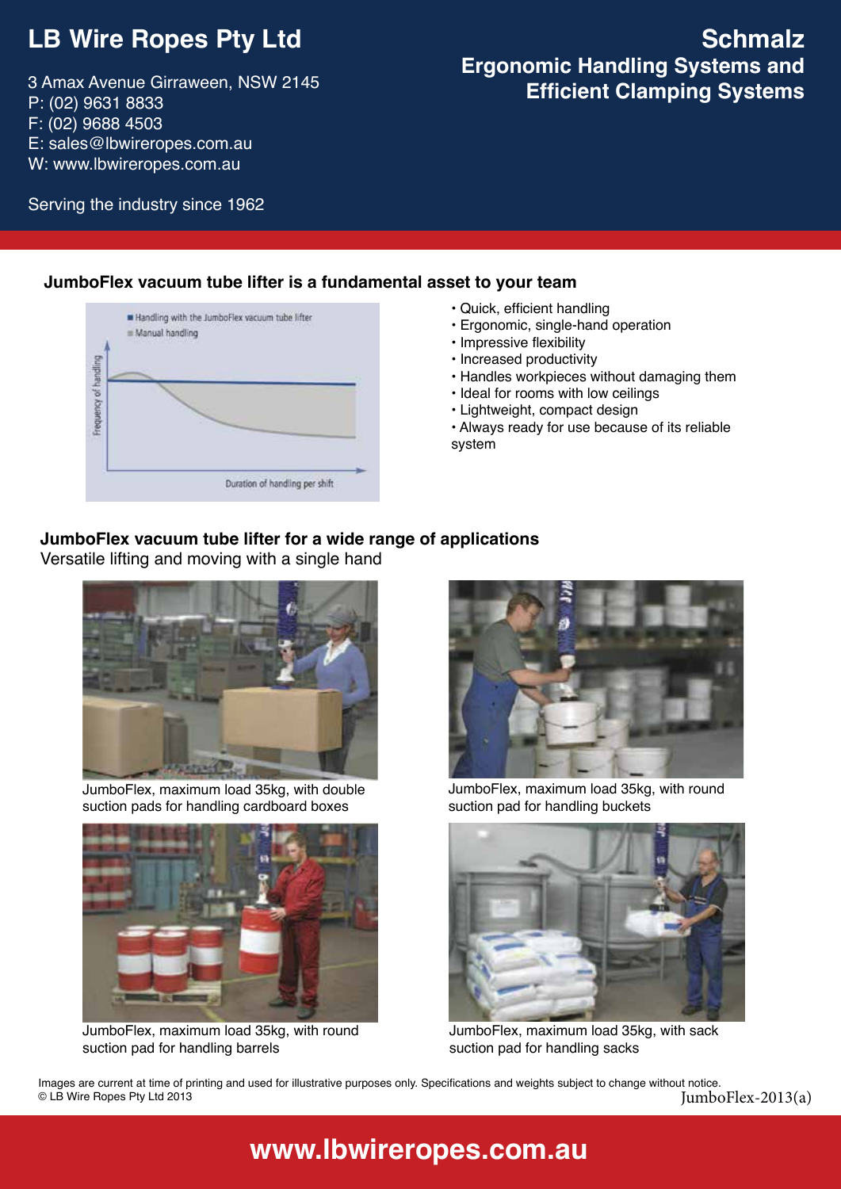# LB Wire Ropes Pty Ltd

3 Amax Avenue Girraween, NSW 2145
P: (02) 9631 8833
F: (02) 9688 4503
E: sales@lbwireropes.com.au
W: www.lbwireropes.com.au

Serving the industry since 1962

## Schmalz
## Ergonomic Handling Systems and Efficient Clamping Systems

### JumboFlex vacuum tube lifter is a fundamental asset to your team

Handling with the JumboFlex vacuum tube lifter
Manual handling
Frequency of handling
Duration of handling per shift

- Quick, efficient handling
- Ergonomic, single-hand operation
- Impressive flexibility
- Increased productivity
- Handles workpieces without damaging them
- Ideal for rooms with low ceilings
- Lightweight, compact design
- Always ready for use because of its reliable system

### JumboFlex vacuum tube lifter for a wide range of applications

Versatile lifting and moving with a single hand

JumboFlex, maximum load 35kg, with double suction pads for handling cardboard boxes

JumboFlex, maximum load 35kg, with round suction pad for handling buckets

JumboFlex, maximum load 35kg, with round suction pad for handling barrels

JumboFlex, maximum load 35kg, with sack suction pad for handling sacks

Images are current at time of printing and used for illustrative purposes only. Specifications and weights subject to change without notice.
© LB Wire Ropes Pty Ltd 2013

JumboFlex-2013(a)

**www.lbwireropes.com.au**